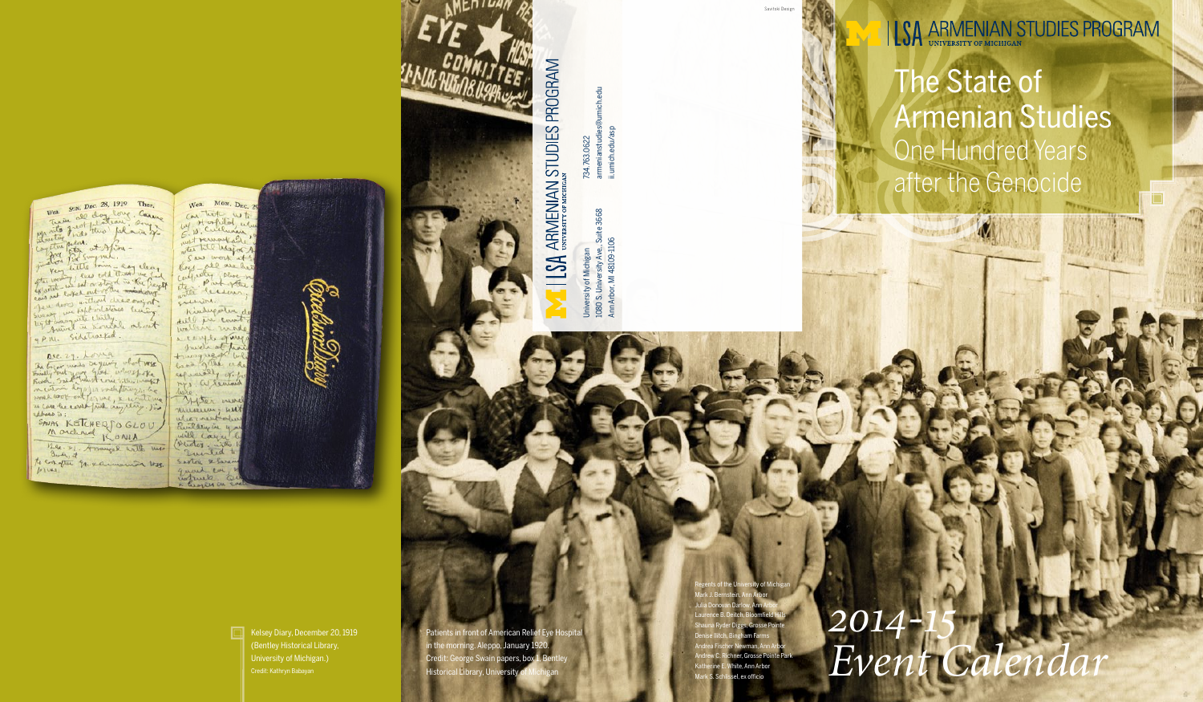# LSA ARMENIAN STUDIES PROGRAM

UNIVERSITY OF MICHIGAN

## The State of Armenian Studies

### One Hundred Years after the Genocide

*2014-15 Event Calendar*

Kelsey Diary, December 20, 1919
(Bentley Historical Library,
University of Michigan.)
Credit: Kathryn Babayan

Patients in front of American Relief Eye Hospital in the morning. Aleppo, January 1920.
Credit: George Swain papers, box 1, Bentley Historical Library, University of Michigan

LSA ARMENIAN STUDIES PROGRAM
UNIVERSITY OF MICHIGAN

University of Michigan
1080 S. University Ave., Suite 3668
Ann Arbor, MI 48109-1106

734.763.0622
armenianstudies@umich.edu
ii.umich.edu/asp

Savitski Design

Regents of the University of Michigan
Mark J. Bernstein, Ann Arbor
Julia Donovan Darlow, Ann Arbor
Laurence B. Deitch, Bloomfield Hills
Shauna Ryder Diggs, Grosse Pointe
Denise Ilitch, Bingham Farms
Andrea Fischer Newman, Ann Arbor
Andrew C. Richner, Grosse Pointe Park
Katherine E. White, Ann Arbor
Mark S. Schlissel, ex officio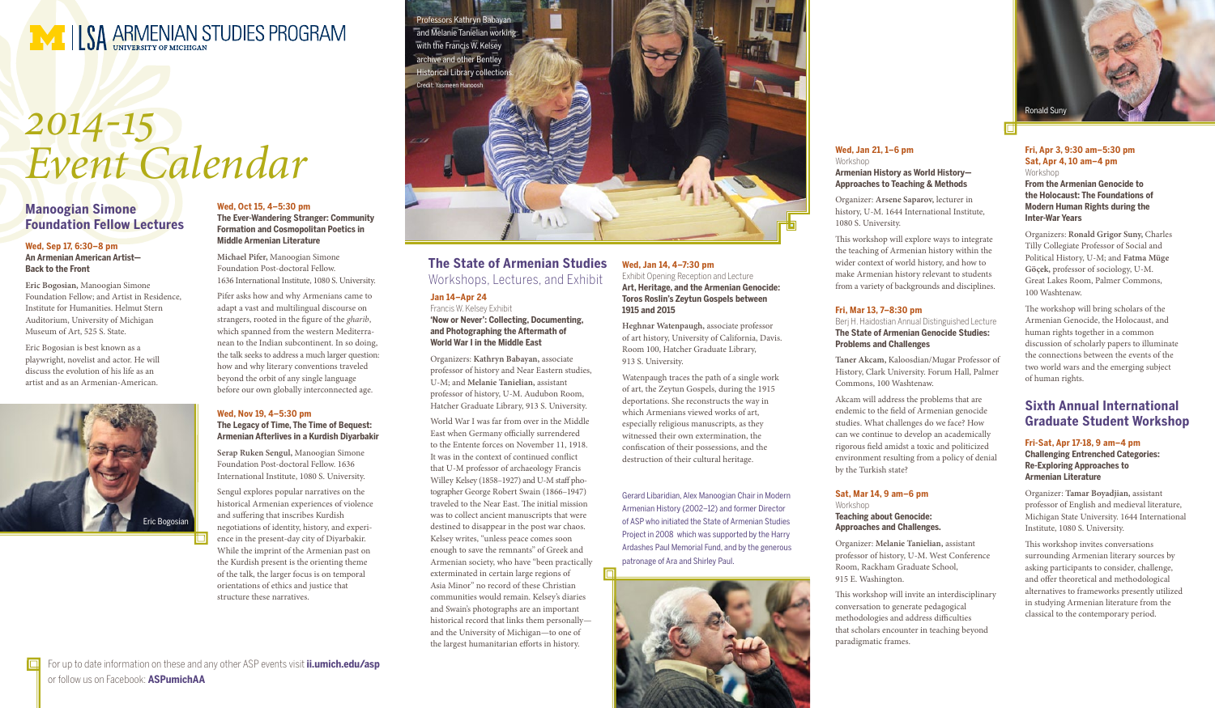# LSA ARMENIAN STUDIES PROGRAM
UNIVERSITY OF MICHIGAN

# *2014-15 Event Calendar*

## Manoogian Simone Foundation Fellow Lectures

**Wed, Sep 17, 6:30–8 pm**
**An Armenian American Artist—Back to the Front**

**Eric Bogosian,** Manoogian Simone Foundation Fellow; and Artist in Residence, Institute for Humanities. Helmut Stern Auditorium, University of Michigan Museum of Art, 525 S. State.

Eric Bogosian is best known as a playwright, novelist and actor. He will discuss the evolution of his life as an artist and as an Armenian-American.

Eric Bogosian

**Wed, Oct 15, 4–5:30 pm**
**The Ever-Wandering Stranger: Community Formation and Cosmopolitan Poetics in Middle Armenian Literature**

**Michael Pifer,** Manoogian Simone Foundation Post-doctoral Fellow. 1636 International Institute, 1080 S. University.

Pifer asks how and why Armenians came to adapt a vast and multilingual discourse on strangers, rooted in the figure of the *gharib*, which spanned from the western Mediterranean to the Indian subcontinent. In so doing, the talk seeks to address a much larger question: how and why literary conventions traveled beyond the orbit of any single language before our own globally interconnected age.

**Wed, Nov 19, 4–5:30 pm**
**The Legacy of Time, The Time of Bequest: Armenian Afterlives in a Kurdish Diyarbakir**

**Serap Ruken Sengul,** Manoogian Simone Foundation Post-doctoral Fellow. 1636 International Institute, 1080 S. University.

Sengul explores popular narratives on the historical Armenian experiences of violence and suffering that inscribes Kurdish negotiations of identity, history, and experience in the present-day city of Diyarbakir. While the imprint of the Armenian past on the Kurdish present is the orienting theme of the talk, the larger focus is on temporal orientations of ethics and justice that structure these narratives.

Professors Kathryn Babayan and Melanie Tanielian working with the Francis W. Kelsey archive and other Bentley Historical Library collections. Credit: Yasmeen Hanoosh

## The State of Armenian Studies
Workshops, Lectures, and Exhibit

**Jan 14–Apr 24**
Francis W. Kelsey Exhibit
**'Now or Never': Collecting, Documenting, and Photographing the Aftermath of World War I in the Middle East**

Organizers: **Kathryn Babayan,** associate professor of history and Near Eastern studies, U-M; and **Melanie Tanielian,** assistant professor of history, U-M. Audubon Room, Hatcher Graduate Library, 913 S. University.

World War I was far from over in the Middle East when Germany officially surrendered to the Entente forces on November 11, 1918. It was in the context of continued conflict that U-M professor of archaeology Francis Willey Kelsey (1858–1927) and U-M staff photographer George Robert Swain (1866–1947) traveled to the Near East. The initial mission was to collect ancient manuscripts that were destined to disappear in the post war chaos. Kelsey writes, "unless peace comes soon enough to save the remnants" of Greek and Armenian society, who have "been practically exterminated in certain large regions of Asia Minor" no record of these Christian communities would remain. Kelsey's diaries and Swain's photographs are an important historical record that links them personally—and the University of Michigan—to one of the largest humanitarian efforts in history.

**Wed, Jan 14, 4–7:30 pm**
Exhibit Opening Reception and Lecture
**Art, Heritage, and the Armenian Genocide: Toros Roslin's Zeytun Gospels between 1915 and 2015**

**Heghnar Watenpaugh,** associate professor of art history, University of California, Davis. Room 100, Hatcher Graduate Library, 913 S. University.

Watenpaugh traces the path of a single work of art, the Zeytun Gospels, during the 1915 deportations. She reconstructs the way in which Armenians viewed works of art, especially religious manuscripts, as they witnessed their own extermination, the confiscation of their possessions, and the destruction of their cultural heritage.

Gerard Libaridian, Alex Manoogian Chair in Modern Armenian History (2002–12) and former Director of ASP who initiated the State of Armenian Studies Project in 2008 which was supported by the Harry Ardashes Paul Memorial Fund, and by the generous patronage of Ara and Shirley Paul.

**Wed, Jan 21, 1–6 pm**
Workshop
**Armenian History as World History—Approaches to Teaching & Methods**

Organizer: **Arsene Saparov,** lecturer in history, U-M. 1644 International Institute, 1080 S. University.

This workshop will explore ways to integrate the teaching of Armenian history within the wider context of world history, and how to make Armenian history relevant to students from a variety of backgrounds and disciplines.

**Fri, Mar 13, 7–8:30 pm**
Berj H. Haidostian Annual Distinguished Lecture
**The State of Armenian Genocide Studies: Problems and Challenges**

**Taner Akcam,** Kaloosdian/Mugar Professor of History, Clark University. Forum Hall, Palmer Commons, 100 Washtenaw.

Akcam will address the problems that are endemic to the field of Armenian genocide studies. What challenges do we face? How can we continue to develop an academically rigorous field amidst a toxic and politicized environment resulting from a policy of denial by the Turkish state?

**Sat, Mar 14, 9 am–6 pm**
Workshop
**Teaching about Genocide: Approaches and Challenges.**

Organizer: **Melanie Tanielian,** assistant professor of history, U-M. West Conference Room, Rackham Graduate School, 915 E. Washington.

This workshop will invite an interdisciplinary conversation to generate pedagogical methodologies and address difficulties that scholars encounter in teaching beyond paradigmatic frames.

Ronald Suny

**Fri, Apr 3, 9:30 am–5:30 pm**
**Sat, Apr 4, 10 am–4 pm**
Workshop
**From the Armenian Genocide to the Holocaust: The Foundations of Modern Human Rights during the Inter-War Years**

Organizers: **Ronald Grigor Suny,** Charles Tilly Collegiate Professor of Social and Political History, U-M; and **Fatma Müge Göçek,** professor of sociology, U-M. Great Lakes Room, Palmer Commons, 100 Washtenaw.

The workshop will bring scholars of the Armenian Genocide, the Holocaust, and human rights together in a common discussion of scholarly papers to illuminate the connections between the events of the two world wars and the emerging subject of human rights.

## Sixth Annual International Graduate Student Workshop

**Fri-Sat, Apr 17-18, 9 am–4 pm**
**Challenging Entrenched Categories: Re-Exploring Approaches to Armenian Literature**

Organizer: **Tamar Boyadjian,** assistant professor of English and medieval literature, Michigan State University. 1644 International Institute, 1080 S. University.

This workshop invites conversations surrounding Armenian literary sources by asking participants to consider, challenge, and offer theoretical and methodological alternatives to frameworks presently utilized in studying Armenian literature from the classical to the contemporary period.

For up to date information on these and any other ASP events visit **ii.umich.edu/asp** or follow us on Facebook: **ASPumichAA**